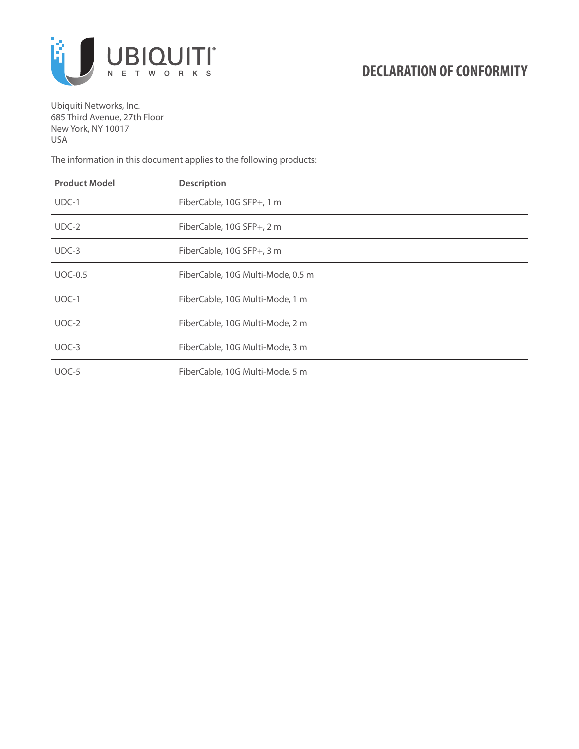# DECLARATION OF CONFORMITY

Ubiquiti Networks, Inc.
685 Third Avenue, 27th Floor
New York, NY 10017
USA

The information in this document applies to the following products:

| Product Model | Description |
|---|---|
| UDC-1 | FiberCable, 10G SFP+, 1 m |
| UDC-2 | FiberCable, 10G SFP+, 2 m |
| UDC-3 | FiberCable, 10G SFP+, 3 m |
| UOC-0.5 | FiberCable, 10G Multi-Mode, 0.5 m |
| UOC-1 | FiberCable, 10G Multi-Mode, 1 m |
| UOC-2 | FiberCable, 10G Multi-Mode, 2 m |
| UOC-3 | FiberCable, 10G Multi-Mode, 3 m |
| UOC-5 | FiberCable, 10G Multi-Mode, 5 m |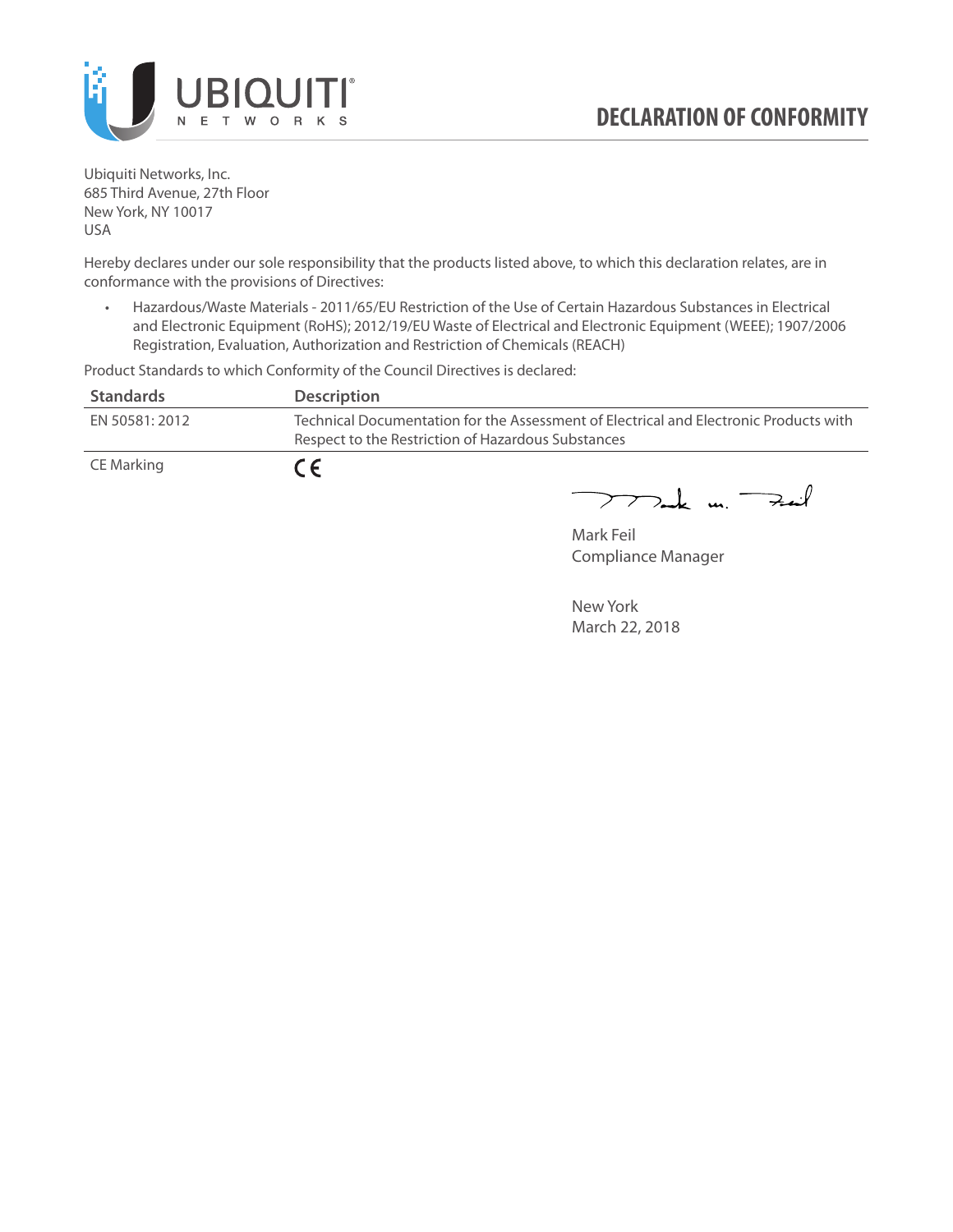# DECLARATION OF CONFORMITY

Ubiquiti Networks, Inc.
685 Third Avenue, 27th Floor
New York, NY 10017
USA

Hereby declares under our sole responsibility that the products listed above, to which this declaration relates, are in conformance with the provisions of Directives:

- Hazardous/Waste Materials - 2011/65/EU Restriction of the Use of Certain Hazardous Substances in Electrical and Electronic Equipment (RoHS); 2012/19/EU Waste of Electrical and Electronic Equipment (WEEE); 1907/2006 Registration, Evaluation, Authorization and Restriction of Chemicals (REACH)

Product Standards to which Conformity of the Council Directives is declared:

| Standards | Description |
|---|---|
| EN 50581: 2012 | Technical Documentation for the Assessment of Electrical and Electronic Products with Respect to the Restriction of Hazardous Substances |
| CE Marking | CE |

Mark Feil
Compliance Manager

New York
March 22, 2018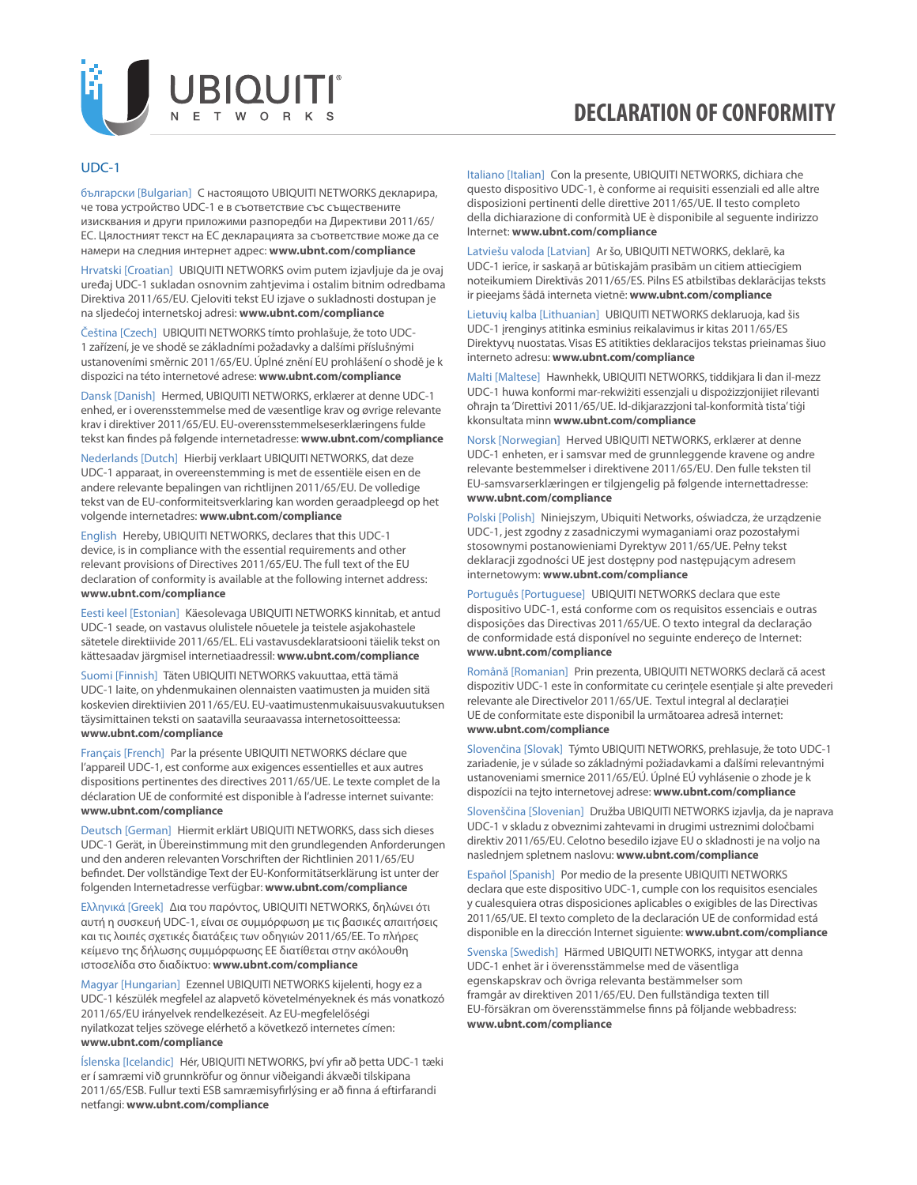# DECLARATION OF CONFORMITY

## UDC-1

български [Bulgarian] С настоящото UBIQUITI NETWORKS декларира, че това устройство UDC-1 е в съответствие със съществените изисквания и други приложими разпоредби на Директиви 2011/65/ЕС. Цялостният текст на ЕС декларацията за съответствие може да се намери на следния интернет адрес: **www.ubnt.com/compliance**

Hrvatski [Croatian] UBIQUITI NETWORKS ovim putem izjavljuje da je ovaj uređaj UDC-1 sukladan osnovnim zahtjevima i ostalim bitnim odredbama Direktiva 2011/65/EU. Cjeloviti tekst EU izjave o sukladnosti dostupan je na sljedećoj internetskoj adresi: **www.ubnt.com/compliance**

Čeština [Czech] UBIQUITI NETWORKS tímto prohlašuje, že toto UDC-1 zařízení, je ve shodě se základními požadavky a dalšími příslušnými ustanoveními směrnic 2011/65/EU. Úplné znění EU prohlášení o shodě je k dispozici na této internetové adrese: **www.ubnt.com/compliance**

Dansk [Danish] Hermed, UBIQUITI NETWORKS, erklærer at denne UDC-1 enhed, er i overensstemmelse med de væsentlige krav og øvrige relevante krav i direktiver 2011/65/EU. EU-overensstemmelseserklæringens fulde tekst kan findes på følgende internetadresse: **www.ubnt.com/compliance**

Nederlands [Dutch] Hierbij verklaart UBIQUITI NETWORKS, dat deze UDC-1 apparaat, in overeenstemming is met de essentiële eisen en de andere relevante bepalingen van richtlijnen 2011/65/EU. De volledige tekst van de EU-conformiteitsverklaring kan worden geraadpleegd op het volgende internetadres: **www.ubnt.com/compliance**

English Hereby, UBIQUITI NETWORKS, declares that this UDC-1 device, is in compliance with the essential requirements and other relevant provisions of Directives 2011/65/EU. The full text of the EU declaration of conformity is available at the following internet address: **www.ubnt.com/compliance**

Eesti keel [Estonian] Käesolevaga UBIQUITI NETWORKS kinnitab, et antud UDC-1 seade, on vastavus olulistele nõuetele ja teistele asjakohastele sätetele direktiivide 2011/65/EL. ELi vastavusdeklaratsiooni täielik tekst on kättesaadav järgmisel internetiaadressil: **www.ubnt.com/compliance**

Suomi [Finnish] Täten UBIQUITI NETWORKS vakuuttaa, että tämä UDC-1 laite, on yhdenmukainen olennaisten vaatimusten ja muiden sitä koskevien direktiivien 2011/65/EU. EU-vaatimustenmukaisuusvakuutuksen täysimittainen teksti on saatavilla seuraavassa internetosoitteessa: **www.ubnt.com/compliance**

Français [French] Par la présente UBIQUITI NETWORKS déclare que l'appareil UDC-1, est conforme aux exigences essentielles et aux autres dispositions pertinentes des directives 2011/65/UE. Le texte complet de la déclaration UE de conformité est disponible à l'adresse internet suivante: **www.ubnt.com/compliance**

Deutsch [German] Hiermit erklärt UBIQUITI NETWORKS, dass sich dieses UDC-1 Gerät, in Übereinstimmung mit den grundlegenden Anforderungen und den anderen relevanten Vorschriften der Richtlinien 2011/65/EU befindet. Der vollständige Text der EU-Konformitätserklärung ist unter der folgenden Internetadresse verfügbar: **www.ubnt.com/compliance**

Ελληνικά [Greek] Δια του παρόντος, UBIQUITI NETWORKS, δηλώνει ότι αυτή η συσκευή UDC-1, είναι σε συμμόρφωση με τις βασικές απαιτήσεις και τις λοιπές σχετικές διατάξεις των οδηγιών 2011/65/ΕΕ. Το πλήρες κείμενο της δήλωσης συμμόρφωσης ΕΕ διατίθεται στην ακόλουθη ιστοσελίδα στο διαδίκτυο: **www.ubnt.com/compliance**

Magyar [Hungarian] Ezennel UBIQUITI NETWORKS kijelenti, hogy ez a UDC-1 készülék megfelel az alapvető követelményeknek és más vonatkozó 2011/65/EU irányelvek rendelkezéseit. Az EU-megfelelőségi nyilatkozat teljes szövege elérhető a következő internetes címen: **www.ubnt.com/compliance**

Íslenska [Icelandic] Hér, UBIQUITI NETWORKS, því yfir að þetta UDC-1 tæki er í samræmi við grunnkröfur og önnur viðeigandi ákvæði tilskipana 2011/65/ESB. Fullur texti ESB samræmisyfirlýsing er að finna á eftirfarandi netfangi: **www.ubnt.com/compliance**

Italiano [Italian] Con la presente, UBIQUITI NETWORKS, dichiara che questo dispositivo UDC-1, è conforme ai requisiti essenziali ed alle altre disposizioni pertinenti delle direttive 2011/65/UE. Il testo completo della dichiarazione di conformità UE è disponibile al seguente indirizzo Internet: **www.ubnt.com/compliance**

Latviešu valoda [Latvian] Ar šo, UBIQUITI NETWORKS, deklarē, ka UDC-1 ierīce, ir saskaņā ar būtiskajām prasībām un citiem attiecīgiem noteikumiem Direktīvās 2011/65/ES. Pilns ES atbilstības deklarācijas teksts ir pieejams šādā interneta vietnē: **www.ubnt.com/compliance**

Lietuvių kalba [Lithuanian] UBIQUITI NETWORKS deklaruoja, kad šis UDC-1 įrenginys atitinka esminius reikalavimus ir kitas 2011/65/ES Direktyvų nuostatas. Visas ES atitikties deklaracijos tekstas prieinamas šiuo interneto adresu: **www.ubnt.com/compliance**

Malti [Maltese] Hawnhekk, UBIQUITI NETWORKS, tiddikjara li dan il-mezz UDC-1 huwa konformi mar-rekwiżiti essenzjali u dispożizzjonijiet rilevanti oħrajn ta 'Direttivi 2011/65/UE. Id-dikjarazzjoni tal-konformità tista' tiġi kkonsultata minn **www.ubnt.com/compliance**

Norsk [Norwegian] Herved UBIQUITI NETWORKS, erklærer at denne UDC-1 enheten, er i samsvar med de grunnleggende kravene og andre relevante bestemmelser i direktivene 2011/65/EU. Den fulle teksten til EU-samsvarserklæringen er tilgjengelig på følgende internettadresse: **www.ubnt.com/compliance**

Polski [Polish] Niniejszym, Ubiquiti Networks, oświadcza, że urządzenie UDC-1, jest zgodny z zasadniczymi wymaganiami oraz pozostałymi stosownymi postanowieniami Dyrektyw 2011/65/UE. Pełny tekst deklaracji zgodności UE jest dostępny pod następującym adresem internetowym: **www.ubnt.com/compliance**

Português [Portuguese] UBIQUITI NETWORKS declara que este dispositivo UDC-1, está conforme com os requisitos essenciais e outras disposições das Directivas 2011/65/UE. O texto integral da declaração de conformidade está disponível no seguinte endereço de Internet: **www.ubnt.com/compliance**

Română [Romanian] Prin prezenta, UBIQUITI NETWORKS declară că acest dispozitiv UDC-1 este în conformitate cu cerințele esențiale și alte prevederi relevante ale Directivelor 2011/65/UE. Textul integral al declarației UE de conformitate este disponibil la următoarea adresă internet: **www.ubnt.com/compliance**

Slovenčina [Slovak] Týmto UBIQUITI NETWORKS, prehlasuje, že toto UDC-1 zariadenie, je v súlade so základnými požiadavkami a ďalšími relevantnými ustanoveniami smernice 2011/65/EÚ. Úplné EÚ vyhlásenie o zhode je k dispozícii na tejto internetovej adrese: **www.ubnt.com/compliance**

Slovenščina [Slovenian] Družba UBIQUITI NETWORKS izjavlja, da je naprava UDC-1 v skladu z obveznimi zahtevami in drugimi ustreznimi določbami direktiv 2011/65/EU. Celotno besedilo izjave EU o skladnosti je na voljo na naslednjem spletnem naslovu: **www.ubnt.com/compliance**

Español [Spanish] Por medio de la presente UBIQUITI NETWORKS declara que este dispositivo UDC-1, cumple con los requisitos esenciales y cualesquiera otras disposiciones aplicables o exigibles de las Directivas 2011/65/UE. El texto completo de la declaración UE de conformidad está disponible en la dirección Internet siguiente: **www.ubnt.com/compliance**

Svenska [Swedish] Härmed UBIQUITI NETWORKS, intygar att denna UDC-1 enhet är i överensstämmelse med de väsentliga egenskapskrav och övriga relevanta bestämmelser som framgår av direktiven 2011/65/EU. Den fullständiga texten till EU-försäkran om överensstämmelse finns på följande webbadress: **www.ubnt.com/compliance**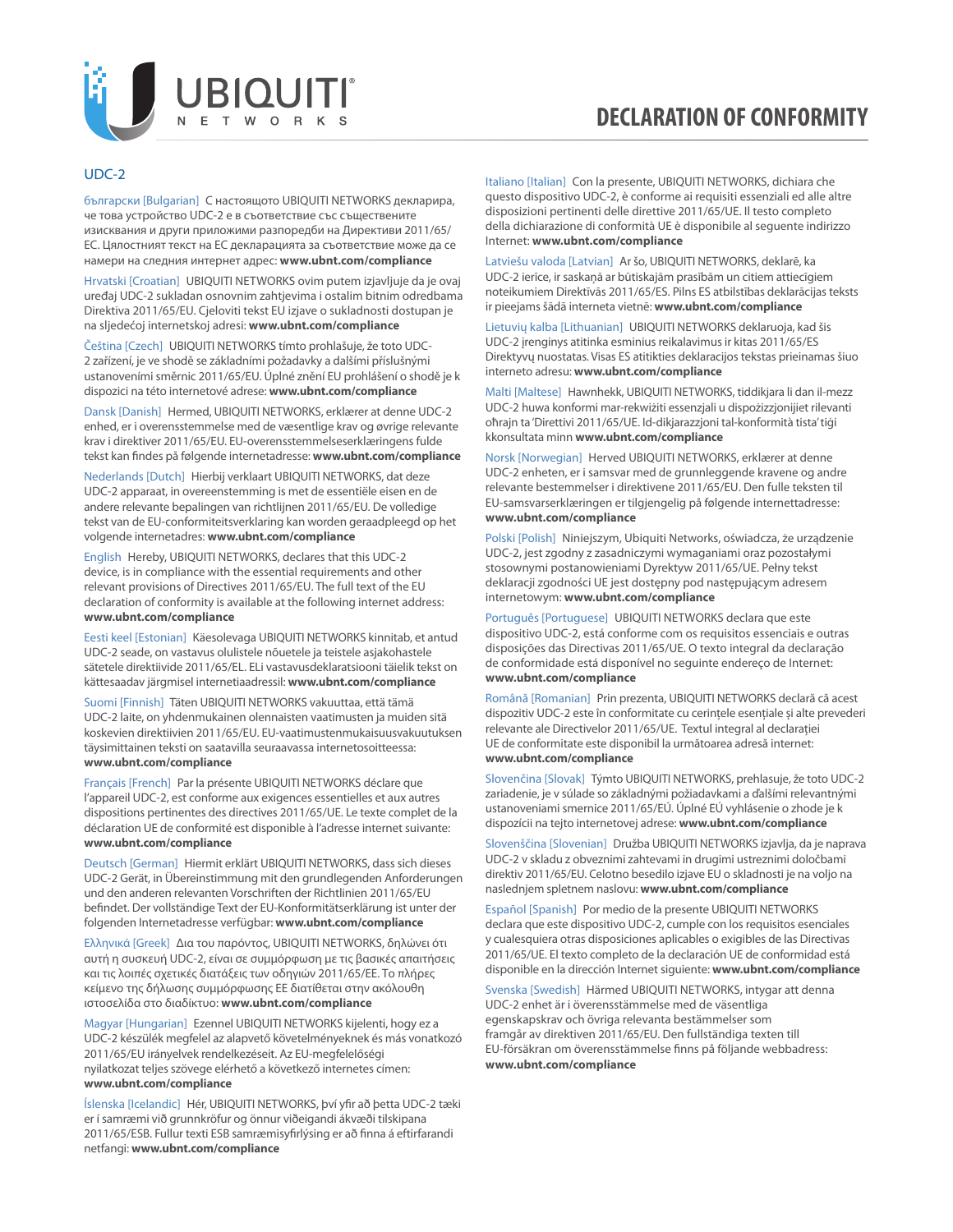# DECLARATION OF CONFORMITY

## UDC-2

български [Bulgarian] С настоящото UBIQUITI NETWORKS декларира, че това устройство UDC-2 е в съответствие със съществените изисквания и други приложими разпоредби на Директиви 2011/65/ЕС. Цялостният текст на ЕС декларацията за съответствие може да се намери на следния интернет адрес: **www.ubnt.com/compliance**

Hrvatski [Croatian] UBIQUITI NETWORKS ovim putem izjavljuje da je ovaj uređaj UDC-2 sukladan osnovnim zahtjevima i ostalim bitnim odredbama Direktiva 2011/65/EU. Cjeloviti tekst EU izjave o sukladnosti dostupan je na sljedećoj internetskoj adresi: **www.ubnt.com/compliance**

Čeština [Czech] UBIQUITI NETWORKS tímto prohlašuje, že toto UDC-2 zařízení, je ve shodě se základními požadavky a dalšími příslušnými ustanoveními směrnic 2011/65/EU. Úplné znění EU prohlášení o shodě je k dispozici na této internetové adrese: **www.ubnt.com/compliance**

Dansk [Danish] Hermed, UBIQUITI NETWORKS, erklærer at denne UDC-2 enhed, er i overensstemmelse med de væsentlige krav og øvrige relevante krav i direktiver 2011/65/EU. EU-overensstemmelseserklæringens fulde tekst kan findes på følgende internetadresse: **www.ubnt.com/compliance**

Nederlands [Dutch] Hierbij verklaart UBIQUITI NETWORKS, dat deze UDC-2 apparaat, in overeenstemming is met de essentiële eisen en de andere relevante bepalingen van richtlijnen 2011/65/EU. De volledige tekst van de EU-conformiteitsverklaring kan worden geraadpleegd op het volgende internetadres: **www.ubnt.com/compliance**

English Hereby, UBIQUITI NETWORKS, declares that this UDC-2 device, is in compliance with the essential requirements and other relevant provisions of Directives 2011/65/EU. The full text of the EU declaration of conformity is available at the following internet address: **www.ubnt.com/compliance**

Eesti keel [Estonian] Käesolevaga UBIQUITI NETWORKS kinnitab, et antud UDC-2 seade, on vastavus olulistele nõuetele ja teistele asjakohastele sätetele direktiivide 2011/65/EL. ELi vastavusdeklaratsiooni täielik tekst on kättesaadav järgmisel internetiaadressil: **www.ubnt.com/compliance**

Suomi [Finnish] Täten UBIQUITI NETWORKS vakuuttaa, että tämä UDC-2 laite, on yhdenmukainen olennaisten vaatimusten ja muiden sitä koskevien direktiivien 2011/65/EU. EU-vaatimustenmukaisuusvakuutuksen täysimittainen teksti on saatavilla seuraavassa internetosoitteessa: **www.ubnt.com/compliance**

Français [French] Par la présente UBIQUITI NETWORKS déclare que l'appareil UDC-2, est conforme aux exigences essentielles et aux autres dispositions pertinentes des directives 2011/65/UE. Le texte complet de la déclaration UE de conformité est disponible à l'adresse internet suivante: **www.ubnt.com/compliance**

Deutsch [German] Hiermit erklärt UBIQUITI NETWORKS, dass sich dieses UDC-2 Gerät, in Übereinstimmung mit den grundlegenden Anforderungen und den anderen relevanten Vorschriften der Richtlinien 2011/65/EU befindet. Der vollständige Text der EU-Konformitätserklärung ist unter der folgenden Internetadresse verfügbar: **www.ubnt.com/compliance**

Ελληνικά [Greek] Δια του παρόντος, UBIQUITI NETWORKS, δηλώνει ότι αυτή η συσκευή UDC-2, είναι σε συμμόρφωση με τις βασικές απαιτήσεις και τις λοιπές σχετικές διατάξεις των οδηγιών 2011/65/ΕΕ. Το πλήρες κείμενο της δήλωσης συμμόρφωσης ΕΕ διατίθεται στην ακόλουθη ιστοσελίδα στο διαδίκτυο: **www.ubnt.com/compliance**

Magyar [Hungarian] Ezennel UBIQUITI NETWORKS kijelenti, hogy ez a UDC-2 készülék megfelel az alapvető követelményeknek és más vonatkozó 2011/65/EU irányelvek rendelkezéseit. Az EU-megfelelőségi nyilatkozat teljes szövege elérhető a következő internetes címen: **www.ubnt.com/compliance**

Íslenska [Icelandic] Hér, UBIQUITI NETWORKS, því yfir að þetta UDC-2 tæki er í samræmi við grunnkröfur og önnur viðeigandi ákvæði tilskipana 2011/65/ESB. Fullur texti ESB samræmisyfirlýsing er að finna á eftirfarandi netfangi: **www.ubnt.com/compliance**

Italiano [Italian] Con la presente, UBIQUITI NETWORKS, dichiara che questo dispositivo UDC-2, è conforme ai requisiti essenziali ed alle altre disposizioni pertinenti delle direttive 2011/65/UE. Il testo completo della dichiarazione di conformità UE è disponibile al seguente indirizzo Internet: **www.ubnt.com/compliance**

Latviešu valoda [Latvian] Ar šo, UBIQUITI NETWORKS, deklarē, ka UDC-2 ierīce, ir saskaņā ar būtiskajām prasībām un citiem attiecīgiem noteikumiem Direktīvās 2011/65/ES. Pilns ES atbilstības deklarācijas teksts ir pieejams šādā interneta vietnē: **www.ubnt.com/compliance**

Lietuvių kalba [Lithuanian] UBIQUITI NETWORKS deklaruoja, kad šis UDC-2 įrenginys atitinka esminius reikalavimus ir kitas 2011/65/ES Direktyvų nuostatas. Visas ES atitikties deklaracijos tekstas prieinamas šiuo interneto adresu: **www.ubnt.com/compliance**

Malti [Maltese] Hawnhekk, UBIQUITI NETWORKS, tiddikjara li dan il-mezz UDC-2 huwa konformi mar-rekwiżiti essenzjali u dispożizzjonijiet rilevanti oħrajn ta 'Direttivi 2011/65/UE. Id-dikjarazzjoni tal-konformità tista' tiġi kkonsultata minn **www.ubnt.com/compliance**

Norsk [Norwegian] Herved UBIQUITI NETWORKS, erklærer at denne UDC-2 enheten, er i samsvar med de grunnleggende kravene og andre relevante bestemmelser i direktivene 2011/65/EU. Den fulle teksten til EU-samsvarserklæringen er tilgjengelig på følgende internettadresse: **www.ubnt.com/compliance**

Polski [Polish] Niniejszym, Ubiquiti Networks, oświadcza, że urządzenie UDC-2, jest zgodny z zasadniczymi wymaganiami oraz pozostałymi stosownymi postanowieniami Dyrektyw 2011/65/UE. Pełny tekst deklaracji zgodności UE jest dostępny pod następującym adresem internetowym: **www.ubnt.com/compliance**

Português [Portuguese] UBIQUITI NETWORKS declara que este dispositivo UDC-2, está conforme com os requisitos essenciais e outras disposições das Directivas 2011/65/UE. O texto integral da declaração de conformidade está disponível no seguinte endereço de Internet: **www.ubnt.com/compliance**

Română [Romanian] Prin prezenta, UBIQUITI NETWORKS declară că acest dispozitiv UDC-2 este în conformitate cu cerințele esențiale și alte prevederi relevante ale Directivelor 2011/65/UE. Textul integral al declarației UE de conformitate este disponibil la următoarea adresă internet: **www.ubnt.com/compliance**

Slovenčina [Slovak] Týmto UBIQUITI NETWORKS, prehlasuje, že toto UDC-2 zariadenie, je v súlade so základnými požiadavkami a ďalšími relevantnými ustanoveniami smernice 2011/65/EÚ. Úplné EÚ vyhlásenie o zhode je k dispozícii na tejto internetovej adrese: **www.ubnt.com/compliance**

Slovenščina [Slovenian] Družba UBIQUITI NETWORKS izjavlja, da je naprava UDC-2 v skladu z obveznimi zahtevami in drugimi ustreznimi določbami direktiv 2011/65/EU. Celotno besedilo izjave EU o skladnosti je na voljo na naslednjem spletnem naslovu: **www.ubnt.com/compliance**

Español [Spanish] Por medio de la presente UBIQUITI NETWORKS declara que este dispositivo UDC-2, cumple con los requisitos esenciales y cualesquiera otras disposiciones aplicables o exigibles de las Directivas 2011/65/UE. El texto completo de la declaración UE de conformidad está disponible en la dirección Internet siguiente: **www.ubnt.com/compliance**

Svenska [Swedish] Härmed UBIQUITI NETWORKS, intygar att denna UDC-2 enhet är i överensstämmelse med de väsentliga egenskapskrav och övriga relevanta bestämmelser som framgår av direktiven 2011/65/EU. Den fullständiga texten till EU-försäkran om överensstämmelse finns på följande webbadress: **www.ubnt.com/compliance**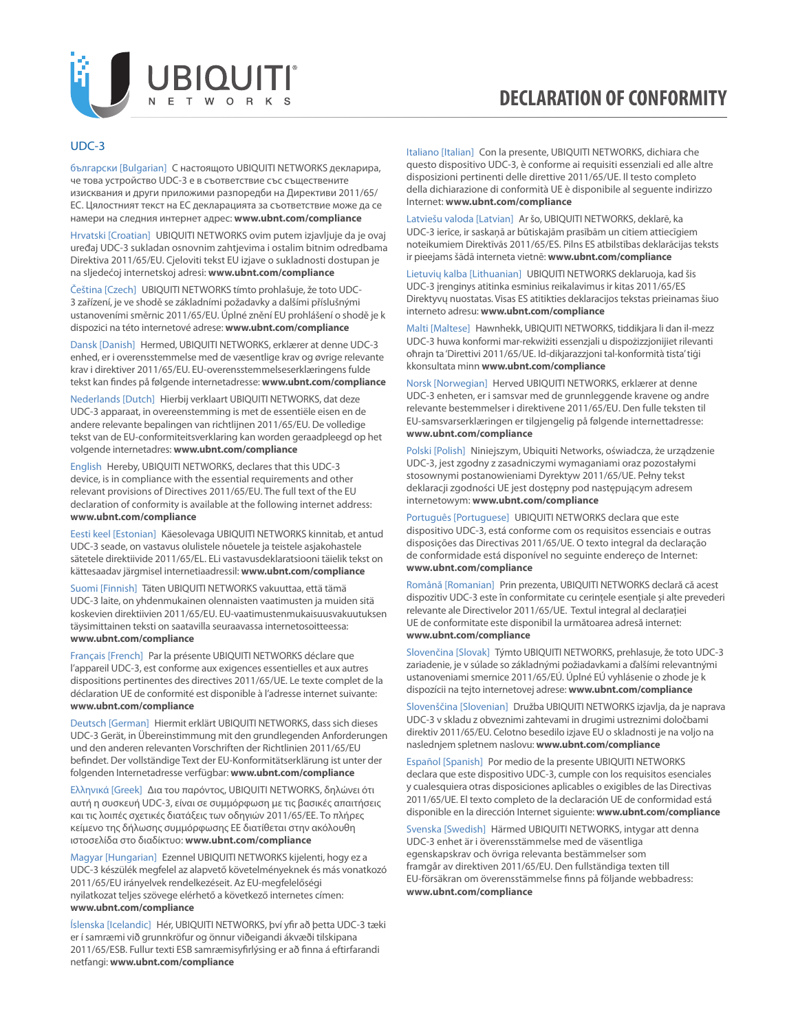# DECLARATION OF CONFORMITY

## UDC-3

български [Bulgarian] С настоящото UBIQUITI NETWORKS декларира, че това устройство UDC-3 е в съответствие със съществените изисквания и други приложими разпоредби на Директиви 2011/65/ЕС. Цялостният текст на ЕС декларацията за съответствие може да се намери на следния интернет адрес: **www.ubnt.com/compliance**

Hrvatski [Croatian] UBIQUITI NETWORKS ovim putem izjavljuje da je ovaj uređaj UDC-3 sukladan osnovnim zahtjevima i ostalim bitnim odredbama Direktiva 2011/65/EU. Cjeloviti tekst EU izjave o sukladnosti dostupan je na sljedećoj internetskoj adresi: **www.ubnt.com/compliance**

Čeština [Czech] UBIQUITI NETWORKS tímto prohlašuje, že toto UDC-3 zařízení, je ve shodě se základními požadavky a dalšími příslušnými ustanoveními směrnic 2011/65/EU. Úplné znění EU prohlášení o shodě je k dispozici na této internetové adrese: **www.ubnt.com/compliance**

Dansk [Danish] Hermed, UBIQUITI NETWORKS, erklærer at denne UDC-3 enhed, er i overensstemmelse med de væsentlige krav og øvrige relevante krav i direktiver 2011/65/EU. EU-overensstemmelseserklæringens fulde tekst kan findes på følgende internetadresse: **www.ubnt.com/compliance**

Nederlands [Dutch] Hierbij verklaart UBIQUITI NETWORKS, dat deze UDC-3 apparaat, in overeenstemming is met de essentiële eisen en de andere relevante bepalingen van richtlijnen 2011/65/EU. De volledige tekst van de EU-conformiteitsverklaring kan worden geraadpleegd op het volgende internetadres: **www.ubnt.com/compliance**

English Hereby, UBIQUITI NETWORKS, declares that this UDC-3 device, is in compliance with the essential requirements and other relevant provisions of Directives 2011/65/EU. The full text of the EU declaration of conformity is available at the following internet address: **www.ubnt.com/compliance**

Eesti keel [Estonian] Käesolevaga UBIQUITI NETWORKS kinnitab, et antud UDC-3 seade, on vastavus olulistele nõuetele ja teistele asjakohastele sätetele direktiivide 2011/65/EL. ELi vastavusdeklaratsiooni täielik tekst on kättesaadav järgmisel internetiaadressil: **www.ubnt.com/compliance**

Suomi [Finnish] Täten UBIQUITI NETWORKS vakuuttaa, että tämä UDC-3 laite, on yhdenmukainen olennaisten vaatimusten ja muiden sitä koskevien direktiivien 2011/65/EU. EU-vaatimustenmukaisuusvakuutuksen täysimittainen teksti on saatavilla seuraavassa internetosoitteessa: **www.ubnt.com/compliance**

Français [French] Par la présente UBIQUITI NETWORKS déclare que l'appareil UDC-3, est conforme aux exigences essentielles et aux autres dispositions pertinentes des directives 2011/65/UE. Le texte complet de la déclaration UE de conformité est disponible à l'adresse internet suivante: **www.ubnt.com/compliance**

Deutsch [German] Hiermit erklärt UBIQUITI NETWORKS, dass sich dieses UDC-3 Gerät, in Übereinstimmung mit den grundlegenden Anforderungen und den anderen relevanten Vorschriften der Richtlinien 2011/65/EU befindet. Der vollständige Text der EU-Konformitätserklärung ist unter der folgenden Internetadresse verfügbar: **www.ubnt.com/compliance**

Ελληνικά [Greek] Δια του παρόντος, UBIQUITI NETWORKS, δηλώνει ότι αυτή η συσκευή UDC-3, είναι σε συμμόρφωση με τις βασικές απαιτήσεις και τις λοιπές σχετικές διατάξεις των οδηγιών 2011/65/ΕΕ. Το πλήρες κείμενο της δήλωσης συμμόρφωσης ΕΕ διατίθεται στην ακόλουθη ιστοσελίδα στο διαδίκτυο: **www.ubnt.com/compliance**

Magyar [Hungarian] Ezennel UBIQUITI NETWORKS kijelenti, hogy ez a UDC-3 készülék megfelel az alapvető követelményeknek és más vonatkozó 2011/65/EU irányelvek rendelkezéseit. Az EU-megfelelőségi nyilatkozat teljes szövege elérhető a következő internetes címen: **www.ubnt.com/compliance**

Íslenska [Icelandic] Hér, UBIQUITI NETWORKS, því yfir að þetta UDC-3 tæki er í samræmi við grunnkröfur og önnur viðeigandi ákvæði tilskipana 2011/65/ESB. Fullur texti ESB samræmisyfirlýsing er að finna á eftirfarandi netfangi: **www.ubnt.com/compliance**

Italiano [Italian] Con la presente, UBIQUITI NETWORKS, dichiara che questo dispositivo UDC-3, è conforme ai requisiti essenziali ed alle altre disposizioni pertinenti delle direttive 2011/65/UE. Il testo completo della dichiarazione di conformità UE è disponibile al seguente indirizzo Internet: **www.ubnt.com/compliance**

Latviešu valoda [Latvian] Ar šo, UBIQUITI NETWORKS, deklarē, ka UDC-3 ierīce, ir saskaņā ar būtiskajām prasībām un citiem attiecīgiem noteikumiem Direktīvās 2011/65/ES. Pilns ES atbilstības deklarācijas teksts ir pieejams šādā interneta vietnē: **www.ubnt.com/compliance**

Lietuvių kalba [Lithuanian] UBIQUITI NETWORKS deklaruoja, kad šis UDC-3 įrenginys atitinka esminius reikalavimus ir kitas 2011/65/ES Direktyvų nuostatas. Visas ES atitikties deklaracijos tekstas prieinamas šiuo interneto adresu: **www.ubnt.com/compliance**

Malti [Maltese] Hawnhekk, UBIQUITI NETWORKS, tiddikjara li dan il-mezz UDC-3 huwa konformi mar-rekwiżiti essenzjali u dispożizzjonijiet rilevanti oħrajn ta 'Direttivi 2011/65/UE. Id-dikjarazzjoni tal-konformità tista' tiġi kkonsultata minn **www.ubnt.com/compliance**

Norsk [Norwegian] Herved UBIQUITI NETWORKS, erklærer at denne UDC-3 enheten, er i samsvar med de grunnleggende kravene og andre relevante bestemmelser i direktivene 2011/65/EU. Den fulle teksten til EU-samsvarserklæringen er tilgjengelig på følgende internettadresse: **www.ubnt.com/compliance**

Polski [Polish] Niniejszym, Ubiquiti Networks, oświadcza, że urządzenie UDC-3, jest zgodny z zasadniczymi wymaganiami oraz pozostałymi stosownymi postanowieniami Dyrektyw 2011/65/UE. Pełny tekst deklaracji zgodności UE jest dostępny pod następującym adresem internetowym: **www.ubnt.com/compliance**

Português [Portuguese] UBIQUITI NETWORKS declara que este dispositivo UDC-3, está conforme com os requisitos essenciais e outras disposições das Directivas 2011/65/UE. O texto integral da declaração de conformidade está disponível no seguinte endereço de Internet: **www.ubnt.com/compliance**

Română [Romanian] Prin prezenta, UBIQUITI NETWORKS declară că acest dispozitiv UDC-3 este în conformitate cu cerințele esențiale și alte prevederi relevante ale Directivelor 2011/65/UE. Textul integral al declarației UE de conformitate este disponibil la următoarea adresă internet: **www.ubnt.com/compliance**

Slovenčina [Slovak] Týmto UBIQUITI NETWORKS, prehlasuje, že toto UDC-3 zariadenie, je v súlade so základnými požiadavkami a ďalšími relevantnými ustanoveniami smernice 2011/65/EÚ. Úplné EÚ vyhlásenie o zhode je k dispozícii na tejto internetovej adrese: **www.ubnt.com/compliance**

Slovenščina [Slovenian] Družba UBIQUITI NETWORKS izjavlja, da je naprava UDC-3 v skladu z obveznimi zahtevami in drugimi ustreznimi določbami direktiv 2011/65/EU. Celotno besedilo izjave EU o skladnosti je na voljo na naslednjem spletnem naslovu: **www.ubnt.com/compliance**

Español [Spanish] Por medio de la presente UBIQUITI NETWORKS declara que este dispositivo UDC-3, cumple con los requisitos esenciales y cualesquiera otras disposiciones aplicables o exigibles de las Directivas 2011/65/UE. El texto completo de la declaración UE de conformidad está disponible en la dirección Internet siguiente: **www.ubnt.com/compliance**

Svenska [Swedish] Härmed UBIQUITI NETWORKS, intygar att denna UDC-3 enhet är i överensstämmelse med de väsentliga egenskapskrav och övriga relevanta bestämmelser som framgår av direktiven 2011/65/EU. Den fullständiga texten till EU-försäkran om överensstämmelse finns på följande webbadress: **www.ubnt.com/compliance**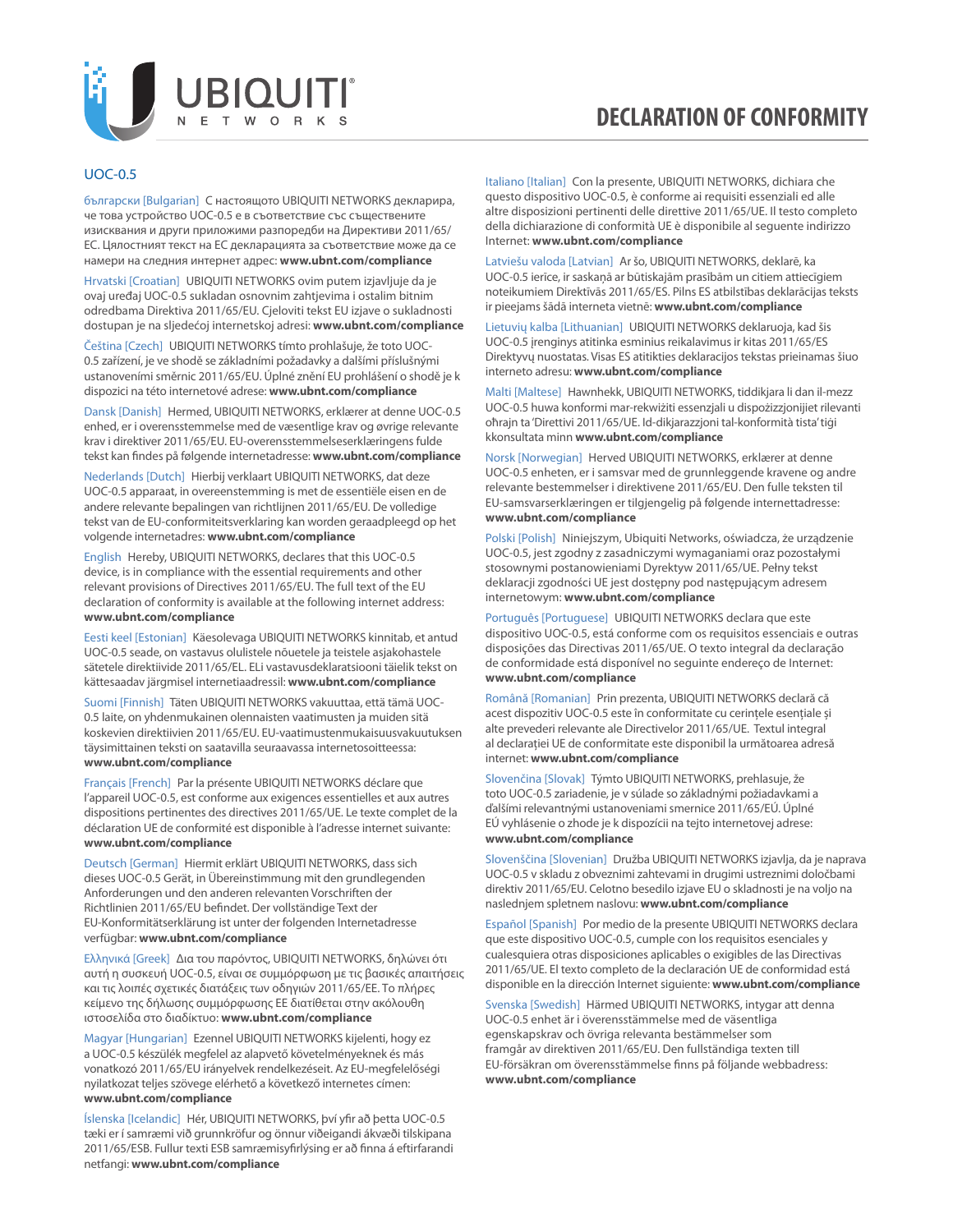# DECLARATION OF CONFORMITY

## UOC-0.5

български [Bulgarian] С настоящото UBIQUITI NETWORKS декларира, че това устройство UOC-0.5 е в съответствие със съществените изисквания и други приложими разпоредби на Директиви 2011/65/ЕС. Цялостният текст на ЕС декларацията за съответствие може да се намери на следния интернет адрес: **www.ubnt.com/compliance**

Hrvatski [Croatian] UBIQUITI NETWORKS ovim putem izjavljuje da je ovaj uređaj UOC-0.5 sukladan osnovnim zahtjevima i ostalim bitnim odredbama Direktiva 2011/65/EU. Cjeloviti tekst EU izjave o sukladnosti dostupan je na sljedećoj internetskoj adresi: **www.ubnt.com/compliance**

Čeština [Czech] UBIQUITI NETWORKS tímto prohlašuje, že toto UOC-0.5 zařízení, je ve shodě se základními požadavky a dalšími příslušnými ustanoveními směrnic 2011/65/EU. Úplné znění EU prohlášení o shodě je k dispozici na této internetové adrese: **www.ubnt.com/compliance**

Dansk [Danish] Hermed, UBIQUITI NETWORKS, erklærer at denne UOC-0.5 enhed, er i overensstemmelse med de væsentlige krav og øvrige relevante krav i direktiver 2011/65/EU. EU-overensstemmelseserklæringens fulde tekst kan findes på følgende internetadresse: **www.ubnt.com/compliance**

Nederlands [Dutch] Hierbij verklaart UBIQUITI NETWORKS, dat deze UOC-0.5 apparaat, in overeenstemming is met de essentiële eisen en de andere relevante bepalingen van richtlijnen 2011/65/EU. De volledige tekst van de EU-conformiteitsverklaring kan worden geraadpleegd op het volgende internetadres: **www.ubnt.com/compliance**

English Hereby, UBIQUITI NETWORKS, declares that this UOC-0.5 device, is in compliance with the essential requirements and other relevant provisions of Directives 2011/65/EU. The full text of the EU declaration of conformity is available at the following internet address: **www.ubnt.com/compliance**

Eesti keel [Estonian] Käesolevaga UBIQUITI NETWORKS kinnitab, et antud UOC-0.5 seade, on vastavus olulistele nõuetele ja teistele asjakohastele sätetele direktiivide 2011/65/EL. ELi vastavusdeklaratsiooni täielik tekst on kättesaadav järgmisel internetiaadressil: **www.ubnt.com/compliance**

Suomi [Finnish] Täten UBIQUITI NETWORKS vakuuttaa, että tämä UOC-0.5 laite, on yhdenmukainen olennaisten vaatimusten ja muiden sitä koskevien direktiivien 2011/65/EU. EU-vaatimustenmukaisuusvakuutuksen täysimittainen teksti on saatavilla seuraavassa internetosoitteessa: **www.ubnt.com/compliance**

Français [French] Par la présente UBIQUITI NETWORKS déclare que l'appareil UOC-0.5, est conforme aux exigences essentielles et aux autres dispositions pertinentes des directives 2011/65/UE. Le texte complet de la déclaration UE de conformité est disponible à l'adresse internet suivante: **www.ubnt.com/compliance**

Deutsch [German] Hiermit erklärt UBIQUITI NETWORKS, dass sich dieses UOC-0.5 Gerät, in Übereinstimmung mit den grundlegenden Anforderungen und den anderen relevanten Vorschriften der Richtlinien 2011/65/EU befindet. Der vollständige Text der EU-Konformitätserklärung ist unter der folgenden Internetadresse verfügbar: **www.ubnt.com/compliance**

Ελληνικά [Greek] Δια του παρόντος, UBIQUITI NETWORKS, δηλώνει ότι αυτή η συσκευή UOC-0.5, είναι σε συμμόρφωση με τις βασικές απαιτήσεις και τις λοιπές σχετικές διατάξεις των οδηγιών 2011/65/ΕΕ. Το πλήρες κείμενο της δήλωσης συμμόρφωσης ΕΕ διατίθεται στην ακόλουθη ιστοσελίδα στο διαδίκτυο: **www.ubnt.com/compliance**

Magyar [Hungarian] Ezennel UBIQUITI NETWORKS kijelenti, hogy ez a UOC-0.5 készülék megfelel az alapvető követelményeknek és más vonatkozó 2011/65/EU irányelvek rendelkezéseit. Az EU-megfelelőségi nyilatkozat teljes szövege elérhető a következő internetes címen: **www.ubnt.com/compliance**

Íslenska [Icelandic] Hér, UBIQUITI NETWORKS, því yfir að þetta UOC-0.5 tæki er í samræmi við grunnkröfur og önnur viðeigandi ákvæði tilskipana 2011/65/ESB. Fullur texti ESB samræmisyfirlýsing er að finna á eftirfarandi netfangi: **www.ubnt.com/compliance**

Italiano [Italian] Con la presente, UBIQUITI NETWORKS, dichiara che questo dispositivo UOC-0.5, è conforme ai requisiti essenziali ed alle altre disposizioni pertinenti delle direttive 2011/65/UE. Il testo completo della dichiarazione di conformità UE è disponibile al seguente indirizzo Internet: **www.ubnt.com/compliance**

Latviešu valoda [Latvian] Ar šo, UBIQUITI NETWORKS, deklarē, ka UOC-0.5 ierīce, ir saskaņā ar būtiskajām prasībām un citiem attiecīgiem noteikumiem Direktīvās 2011/65/ES. Pilns ES atbilstības deklarācijas teksts ir pieejams šādā interneta vietnē: **www.ubnt.com/compliance**

Lietuvių kalba [Lithuanian] UBIQUITI NETWORKS deklaruoja, kad šis UOC-0.5 įrenginys atitinka esminius reikalavimus ir kitas 2011/65/ES Direktyvų nuostatas. Visas ES atitikties deklaracijos tekstas prieinamas šiuo interneto adresu: **www.ubnt.com/compliance**

Malti [Maltese] Hawnhekk, UBIQUITI NETWORKS, tiddikjara li dan il-mezz UOC-0.5 huwa konformi mar-rekwiżiti essenzjali u dispożizzjonijiet rilevanti oħrajn ta 'Direttivi 2011/65/UE. Id-dikjarazzjoni tal-konformità tista' tiġi kkonsultata minn **www.ubnt.com/compliance**

Norsk [Norwegian] Herved UBIQUITI NETWORKS, erklærer at denne UOC-0.5 enheten, er i samsvar med de grunnleggende kravene og andre relevante bestemmelser i direktivene 2011/65/EU. Den fulle teksten til EU-samsvarserklæringen er tilgjengelig på følgende internettadresse: **www.ubnt.com/compliance**

Polski [Polish] Niniejszym, Ubiquiti Networks, oświadcza, że urządzenie UOC-0.5, jest zgodny z zasadniczymi wymaganiami oraz pozostałymi stosownymi postanowieniami Dyrektyw 2011/65/UE. Pełny tekst deklaracji zgodności UE jest dostępny pod następującym adresem internetowym: **www.ubnt.com/compliance**

Português [Portuguese] UBIQUITI NETWORKS declara que este dispositivo UOC-0.5, está conforme com os requisitos essenciais e outras disposições das Directivas 2011/65/UE. O texto integral da declaração de conformidade está disponível no seguinte endereço de Internet: **www.ubnt.com/compliance**

Română [Romanian] Prin prezenta, UBIQUITI NETWORKS declară că acest dispozitiv UOC-0.5 este în conformitate cu cerințele esențiale și alte prevederi relevante ale Directivelor 2011/65/UE. Textul integral al declarației UE de conformitate este disponibil la următoarea adresă internet: **www.ubnt.com/compliance**

Slovenčina [Slovak] Týmto UBIQUITI NETWORKS, prehlasuje, že toto UOC-0.5 zariadenie, je v súlade so základnými požiadavkami a ďalšími relevantnými ustanoveniami smernice 2011/65/EÚ. Úplné EÚ vyhlásenie o zhode je k dispozícii na tejto internetovej adrese: **www.ubnt.com/compliance**

Slovenščina [Slovenian] Družba UBIQUITI NETWORKS izjavlja, da je naprava UOC-0.5 v skladu z obveznimi zahtevami in drugimi ustreznimi določbami direktiv 2011/65/EU. Celotno besedilo izjave EU o skladnosti je na voljo na naslednjem spletnem naslovu: **www.ubnt.com/compliance**

Español [Spanish] Por medio de la presente UBIQUITI NETWORKS declara que este dispositivo UOC-0.5, cumple con los requisitos esenciales y cualesquiera otras disposiciones aplicables o exigibles de las Directivas 2011/65/UE. El texto completo de la declaración UE de conformidad está disponible en la dirección Internet siguiente: **www.ubnt.com/compliance**

Svenska [Swedish] Härmed UBIQUITI NETWORKS, intygar att denna UOC-0.5 enhet är i överensstämmelse med de väsentliga egenskapskrav och övriga relevanta bestämmelser som framgår av direktiven 2011/65/EU. Den fullständiga texten till EU-försäkran om överensstämmelse finns på följande webbadress: **www.ubnt.com/compliance**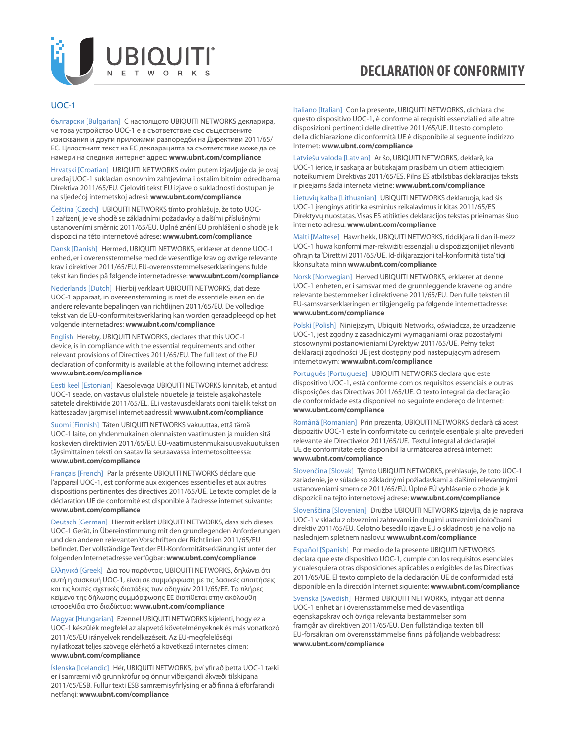# DECLARATION OF CONFORMITY

## UOC-1

български [Bulgarian] С настоящото UBIQUITI NETWORKS декларира, че това устройство UOC-1 е в съответствие със съществените изисквания и други приложими разпоредби на Директиви 2011/65/ЕС. Цялостният текст на ЕС декларацията за съответствие може да се намери на следния интернет адрес: **www.ubnt.com/compliance**

Hrvatski [Croatian] UBIQUITI NETWORKS ovim putem izjavljuje da je ovaj uređaj UOC-1 sukladan osnovnim zahtjevima i ostalim bitnim odredbama Direktiva 2011/65/EU. Cjeloviti tekst EU izjave o sukladnosti dostupan je na sljedećoj internetskoj adresi: **www.ubnt.com/compliance**

Čeština [Czech] UBIQUITI NETWORKS tímto prohlašuje, že toto UOC-1 zařízení, je ve shodě se základními požadavky a dalšími příslušnými ustanoveními směrnic 2011/65/EU. Úplné znění EU prohlášení o shodě je k dispozici na této internetové adrese: **www.ubnt.com/compliance**

Dansk [Danish] Hermed, UBIQUITI NETWORKS, erklærer at denne UOC-1 enhed, er i overensstemmelse med de væsentlige krav og øvrige relevante krav i direktiver 2011/65/EU. EU-overensstemmelseserklæringens fulde tekst kan findes på følgende internetadresse: **www.ubnt.com/compliance**

Nederlands [Dutch] Hierbij verklaart UBIQUITI NETWORKS, dat deze UOC-1 apparaat, in overeenstemming is met de essentiële eisen en de andere relevante bepalingen van richtlijnen 2011/65/EU. De volledige tekst van de EU-conformiteitsverklaring kan worden geraadpleegd op het volgende internetadres: **www.ubnt.com/compliance**

English Hereby, UBIQUITI NETWORKS, declares that this UOC-1 device, is in compliance with the essential requirements and other relevant provisions of Directives 2011/65/EU. The full text of the EU declaration of conformity is available at the following internet address: **www.ubnt.com/compliance**

Eesti keel [Estonian] Käesolevaga UBIQUITI NETWORKS kinnitab, et antud UOC-1 seade, on vastavus olulistele nõuetele ja teistele asjakohastele sätetele direktiivide 2011/65/EL. ELi vastavusdeklaratsiooni täielik tekst on kättesaadav järgmisel internetiaadressil: **www.ubnt.com/compliance**

Suomi [Finnish] Täten UBIQUITI NETWORKS vakuuttaa, että tämä UOC-1 laite, on yhdenmukainen olennaisten vaatimusten ja muiden sitä koskevien direktiivien 2011/65/EU. EU-vaatimustenmukaisuusvakuutuksen täysimittainen teksti on saatavilla seuraavassa internetosoitteessa: **www.ubnt.com/compliance**

Français [French] Par la présente UBIQUITI NETWORKS déclare que l'appareil UOC-1, est conforme aux exigences essentielles et aux autres dispositions pertinentes des directives 2011/65/UE. Le texte complet de la déclaration UE de conformité est disponible à l'adresse internet suivante: **www.ubnt.com/compliance**

Deutsch [German] Hiermit erklärt UBIQUITI NETWORKS, dass sich dieses UOC-1 Gerät, in Übereinstimmung mit den grundlegenden Anforderungen und den anderen relevanten Vorschriften der Richtlinien 2011/65/EU befindet. Der vollständige Text der EU-Konformitätserklärung ist unter der folgenden Internetadresse verfügbar: **www.ubnt.com/compliance**

Ελληνικά [Greek] Δια του παρόντος, UBIQUITI NETWORKS, δηλώνει ότι αυτή η συσκευή UOC-1, είναι σε συμμόρφωση με τις βασικές απαιτήσεις και τις λοιπές σχετικές διατάξεις των οδηγιών 2011/65/ΕΕ. Το πλήρες κείμενο της δήλωσης συμμόρφωσης ΕΕ διατίθεται στην ακόλουθη ιστοσελίδα στο διαδίκτυο: **www.ubnt.com/compliance**

Magyar [Hungarian] Ezennel UBIQUITI NETWORKS kijelenti, hogy ez a UOC-1 készülék megfelel az alapvető követelményeknek és más vonatkozó 2011/65/EU irányelvek rendelkezéseit. Az EU-megfelelőségi nyilatkozat teljes szövege elérhető a következő internetes címen: **www.ubnt.com/compliance**

Íslenska [Icelandic] Hér, UBIQUITI NETWORKS, því yfir að þetta UOC-1 tæki er í samræmi við grunnkröfur og önnur viðeigandi ákvæði tilskipana 2011/65/ESB. Fullur texti ESB samræmisyfirlýsing er að finna á eftirfarandi netfangi: **www.ubnt.com/compliance**

Italiano [Italian] Con la presente, UBIQUITI NETWORKS, dichiara che questo dispositivo UOC-1, è conforme ai requisiti essenziali ed alle altre disposizioni pertinenti delle direttive 2011/65/UE. Il testo completo della dichiarazione di conformità UE è disponibile al seguente indirizzo Internet: **www.ubnt.com/compliance**

Latviešu valoda [Latvian] Ar šo, UBIQUITI NETWORKS, deklarē, ka UOC-1 ierīce, ir saskaņā ar būtiskajām prasībām un citiem attiecīgiem noteikumiem Direktīvās 2011/65/ES. Pilns ES atbilstības deklarācijas teksts ir pieejams šādā interneta vietnē: **www.ubnt.com/compliance**

Lietuvių kalba [Lithuanian] UBIQUITI NETWORKS deklaruoja, kad šis UOC-1 įrenginys atitinka esminius reikalavimus ir kitas 2011/65/ES Direktyvų nuostatas. Visas ES atitikties deklaracijos tekstas prieinamas šiuo interneto adresu: **www.ubnt.com/compliance**

Malti [Maltese] Hawnhekk, UBIQUITI NETWORKS, tiddikjara li dan il-mezz UOC-1 huwa konformi mar-rekwiżiti essenzjali u dispożizzjonijiet rilevanti oħrajn ta 'Direttivi 2011/65/UE. Id-dikjarazzjoni tal-konformità tista' tiġi kkonsultata minn **www.ubnt.com/compliance**

Norsk [Norwegian] Herved UBIQUITI NETWORKS, erklærer at denne UOC-1 enheten, er i samsvar med de grunnleggende kravene og andre relevante bestemmelser i direktivene 2011/65/EU. Den fulle teksten til EU-samsvarserklæringen er tilgjengelig på følgende internettadresse: **www.ubnt.com/compliance**

Polski [Polish] Niniejszym, Ubiquiti Networks, oświadcza, że urządzenie UOC-1, jest zgodny z zasadniczymi wymaganiami oraz pozostałymi stosownymi postanowieniami Dyrektyw 2011/65/UE. Pełny tekst deklaracji zgodności UE jest dostępny pod następującym adresem internetowym: **www.ubnt.com/compliance**

Português [Portuguese] UBIQUITI NETWORKS declara que este dispositivo UOC-1, está conforme com os requisitos essenciais e outras disposições das Diretivas 2011/65/UE. O texto integral da declaração de conformidade está disponível no seguinte endereço de Internet: **www.ubnt.com/compliance**

Română [Romanian] Prin prezenta, UBIQUITI NETWORKS declară că acest dispozitiv UOC-1 este în conformitate cu cerințele esențiale și alte prevederi relevante ale Directivelor 2011/65/UE. Textul integral al declarației UE de conformitate este disponibil la următoarea adresă internet: **www.ubnt.com/compliance**

Slovenčina [Slovak] Týmto UBIQUITI NETWORKS, prehlasuje, že toto UOC-1 zariadenie, je v súlade so základnými požiadavkami a ďalšími relevantnými ustanoveniami smernice 2011/65/EÚ. Úplné EÚ vyhlásenie o zhode je k dispozícii na tejto internetovej adrese: **www.ubnt.com/compliance**

Slovenščina [Slovenian] Družba UBIQUITI NETWORKS izjavlja, da je naprava UOC-1 v skladu z obveznimi zahtevami in drugimi ustreznimi določbami direktiv 2011/65/EU. Celotno besedilo izjave EU o skladnosti je na voljo na naslednjem spletnem naslovu: **www.ubnt.com/compliance**

Español [Spanish] Por medio de la presente UBIQUITI NETWORKS declara que este dispositivo UOC-1, cumple con los requisitos esenciales y cualesquiera otras disposiciones aplicables o exigibles de las Directivas 2011/65/UE. El texto completo de la declaración UE de conformidad está disponible en la dirección Internet siguiente: **www.ubnt.com/compliance**

Svenska [Swedish] Härmed UBIQUITI NETWORKS, intygar att denna UOC-1 enhet är i överensstämmelse med de väsentliga egenskapskrav och övriga relevanta bestämmelser som framgår av direktiven 2011/65/EU. Den fullständiga texten till EU-försäkran om överensstämmelse finns på följande webbadress: **www.ubnt.com/compliance**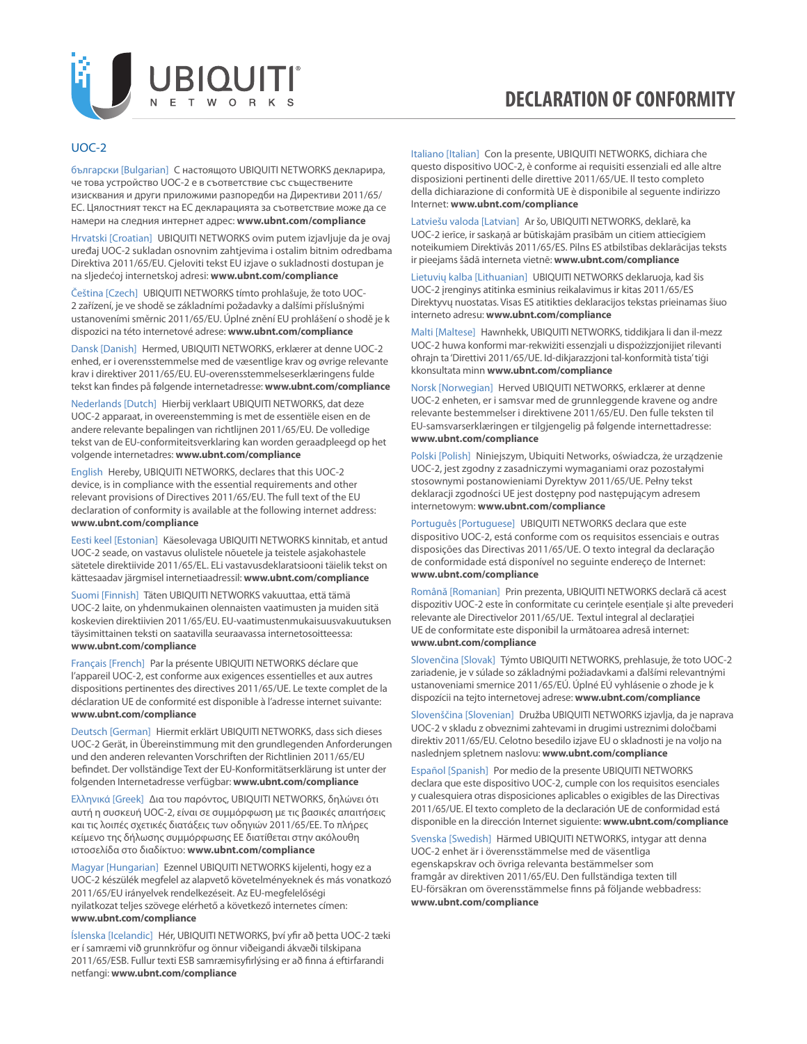UBIQUITI NETWORKS

# DECLARATION OF CONFORMITY

## UOC-2

български [Bulgarian] С настоящото UBIQUITI NETWORKS декларира, че това устройство UOC-2 е в съответствие със съществените изисквания и други приложими разпоредби на Директиви 2011/65/ЕС. Цялостният текст на ЕС декларацията за съответствие може да се намери на следния интернет адрес: **www.ubnt.com/compliance**

Hrvatski [Croatian] UBIQUITI NETWORKS ovim putem izjavljuje da je ovaj uređaj UOC-2 sukladan osnovnim zahtjevima i ostalim bitnim odredbama Direktiva 2011/65/EU. Cjeloviti tekst EU izjave o sukladnosti dostupan je na sljedećoj internetskoj adresi: **www.ubnt.com/compliance**

Čeština [Czech] UBIQUITI NETWORKS tímto prohlašuje, že toto UOC-2 zařízení, je ve shodě se základními požadavky a dalšími příslušnými ustanoveními směrnic 2011/65/EU. Úplné znění EU prohlášení o shodě je k dispozici na této internetové adrese: **www.ubnt.com/compliance**

Dansk [Danish] Hermed, UBIQUITI NETWORKS, erklærer at denne UOC-2 enhed, er i overensstemmelse med de væsentlige krav og øvrige relevante krav i direktiver 2011/65/EU. EU-overensstemmelseserklæringens fulde tekst kan findes på følgende internetadresse: **www.ubnt.com/compliance**

Nederlands [Dutch] Hierbij verklaart UBIQUITI NETWORKS, dat deze UOC-2 apparaat, in overeenstemming is met de essentiële eisen en de andere relevante bepalingen van richtlijnen 2011/65/EU. De volledige tekst van de EU-conformiteitsverklaring kan worden geraadpleegd op het volgende internetadres: **www.ubnt.com/compliance**

English Hereby, UBIQUITI NETWORKS, declares that this UOC-2 device, is in compliance with the essential requirements and other relevant provisions of Directives 2011/65/EU. The full text of the EU declaration of conformity is available at the following internet address: **www.ubnt.com/compliance**

Eesti keel [Estonian] Käesolevaga UBIQUITI NETWORKS kinnitab, et antud UOC-2 seade, on vastavus olulistele nõuetele ja teistele asjakohastele sätetele direktiivide 2011/65/EL. ELi vastavusdeklaratsiooni täielik tekst on kättesaadav järgmisel internetiaadressil: **www.ubnt.com/compliance**

Suomi [Finnish] Täten UBIQUITI NETWORKS vakuuttaa, että tämä UOC-2 laite, on yhdenmukainen olennaisten vaatimusten ja muiden sitä koskevien direktiivien 2011/65/EU. EU-vaatimustenmukaisuusvakuutuksen täysimittainen teksti on saatavilla seuraavassa internetosoitteessa: **www.ubnt.com/compliance**

Français [French] Par la présente UBIQUITI NETWORKS déclare que l'appareil UOC-2, est conforme aux exigences essentielles et aux autres dispositions pertinentes des directives 2011/65/UE. Le texte complet de la déclaration UE de conformité est disponible à l'adresse internet suivante: **www.ubnt.com/compliance**

Deutsch [German] Hiermit erklärt UBIQUITI NETWORKS, dass sich dieses UOC-2 Gerät, in Übereinstimmung mit den grundlegenden Anforderungen und den anderen relevanten Vorschriften der Richtlinien 2011/65/EU befindet. Der vollständige Text der EU-Konformitätserklärung ist unter der folgenden Internetadresse verfügbar: **www.ubnt.com/compliance**

Ελληνικά [Greek] Δια του παρόντος, UBIQUITI NETWORKS, δηλώνει ότι αυτή η συσκευή UOC-2, είναι σε συμμόρφωση με τις βασικές απαιτήσεις και τις λοιπές σχετικές διατάξεις των οδηγιών 2011/65/ΕΕ. Το πλήρες κείμενο της δήλωσης συμμόρφωσης ΕΕ διατίθεται στην ακόλουθη ιστοσελίδα στο διαδίκτυο: **www.ubnt.com/compliance**

Magyar [Hungarian] Ezennel UBIQUITI NETWORKS kijelenti, hogy ez a UOC-2 készülék megfelel az alapvető követelményeknek és más vonatkozó 2011/65/EU irányelvek rendelkezéseit. Az EU-megfelelőségi nyilatkozat teljes szövege elérhető a következő internetes címen: **www.ubnt.com/compliance**

Íslenska [Icelandic] Hér, UBIQUITI NETWORKS, því yfir að þetta UOC-2 tæki er í samræmi við grunnkröfur og önnur viðeigandi ákvæði tilskipana 2011/65/ESB. Fullur texti ESB samræmisyfirlýsing er að finna á eftirfarandi netfangi: **www.ubnt.com/compliance**

Italiano [Italian] Con la presente, UBIQUITI NETWORKS, dichiara che questo dispositivo UOC-2, è conforme ai requisiti essenziali ed alle altre disposizioni pertinenti delle direttive 2011/65/UE. Il testo completo della dichiarazione di conformità UE è disponibile al seguente indirizzo Internet: **www.ubnt.com/compliance**

Latviešu valoda [Latvian] Ar šo, UBIQUITI NETWORKS, deklarē, ka UOC-2 ierīce, ir saskaņā ar būtiskajām prasībām un citiem attiecīgiem noteikumiem Direktīvās 2011/65/ES. Pilns ES atbilstības deklarācijas teksts ir pieejams šādā interneta vietnē: **www.ubnt.com/compliance**

Lietuvių kalba [Lithuanian] UBIQUITI NETWORKS deklaruoja, kad šis UOC-2 įrenginys atitinka esminius reikalavimus ir kitas 2011/65/ES Direktyvų nuostatas. Visas ES atitikties deklaracijos tekstas prieinamas šiuo interneto adresu: **www.ubnt.com/compliance**

Malti [Maltese] Hawnhekk, UBIQUITI NETWORKS, tiddikjara li dan il-mezz UOC-2 huwa konformi mar-rekwiżiti essenzjali u dispożizzjonijiet rilevanti oħrajn ta 'Direttivi 2011/65/UE. Id-dikjarazzjoni tal-konformità tista' tiġi kkonsultata minn **www.ubnt.com/compliance**

Norsk [Norwegian] Herved UBIQUITI NETWORKS, erklærer at denne UOC-2 enheten, er i samsvar med de grunnleggende kravene og andre relevante bestemmelser i direktivene 2011/65/EU. Den fulle teksten til EU-samsvarserklæringen er tilgjengelig på følgende internettadresse: **www.ubnt.com/compliance**

Polski [Polish] Niniejszym, Ubiquiti Networks, oświadcza, że urządzenie UOC-2, jest zgodny z zasadniczymi wymaganiami oraz pozostałymi stosownymi postanowieniami Dyrektyw 2011/65/UE. Pełny tekst deklaracji zgodności UE jest dostępny pod następującym adresem internetowym: **www.ubnt.com/compliance**

Português [Portuguese] UBIQUITI NETWORKS declara que este dispositivo UOC-2, está conforme com os requisitos essenciais e outras disposições das Directivas 2011/65/UE. O texto integral da declaração de conformidade está disponível no seguinte endereço de Internet: **www.ubnt.com/compliance**

Română [Romanian] Prin prezenta, UBIQUITI NETWORKS declară că acest dispozitiv UOC-2 este în conformitate cu cerințele esențiale și alte prevederi relevante ale Directivelor 2011/65/UE. Textul integral al declarației UE de conformitate este disponibil la următoarea adresă internet: **www.ubnt.com/compliance**

Slovenčina [Slovak] Týmto UBIQUITI NETWORKS, prehlasuje, že toto UOC-2 zariadenie, je v súlade so základnými požiadavkami a ďalšími relevantnými ustanoveniami smernice 2011/65/EÚ. Úplné EÚ vyhlásenie o zhode je k dispozícii na tejto internetovej adrese: **www.ubnt.com/compliance**

Slovenščina [Slovenian] Družba UBIQUITI NETWORKS izjavlja, da je naprava UOC-2 v skladu z obveznimi zahtevami in drugimi ustreznimi določbami direktiv 2011/65/EU. Celotno besedilo izjave EU o skladnosti je na voljo na naslednjem spletnem naslovu: **www.ubnt.com/compliance**

Español [Spanish] Por medio de la presente UBIQUITI NETWORKS declara que este dispositivo UOC-2, cumple con los requisitos esenciales y cualesquiera otras disposiciones aplicables o exigibles de las Directivas 2011/65/UE. El texto completo de la declaración UE de conformidad está disponible en la dirección Internet siguiente: **www.ubnt.com/compliance**

Svenska [Swedish] Härmed UBIQUITI NETWORKS, intygar att denna UOC-2 enhet är i överensstämmelse med de väsentliga egenskapskrav och övriga relevanta bestämmelser som framgår av direktiven 2011/65/EU. Den fullständiga texten till EU-försäkran om överensstämmelse finns på följande webbadress: **www.ubnt.com/compliance**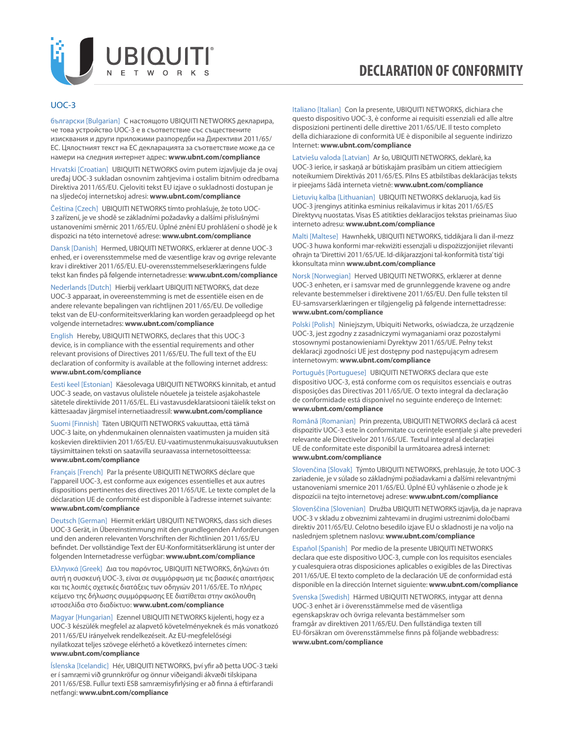# DECLARATION OF CONFORMITY

## UOC-3

български [Bulgarian] С настоящото UBIQUITI NETWORKS декларира, че това устройство UOC-3 е в съответствие със съществените изисквания и други приложими разпоредби на Директиви 2011/65/ЕС. Цялостният текст на ЕС декларацията за съответствие може да се намери на следния интернет адрес: **www.ubnt.com/compliance**

Hrvatski [Croatian] UBIQUITI NETWORKS ovim putem izjavljuje da je ovaj uređaj UOC-3 sukladan osnovnim zahtjevima i ostalim bitnim odredbama Direktiva 2011/65/EU. Cjeloviti tekst EU izjave o sukladnosti dostupan je na sljedećoj internetskoj adresi: **www.ubnt.com/compliance**

Čeština [Czech] UBIQUITI NETWORKS tímto prohlašuje, že toto UOC-3 zařízení, je ve shodě se základními požadavky a dalšími příslušnými ustanoveními směrnic 2011/65/EU. Úplné znění EU prohlášení o shodě je k dispozici na této internetové adrese: **www.ubnt.com/compliance**

Dansk [Danish] Hermed, UBIQUITI NETWORKS, erklærer at denne UOC-3 enhed, er i overensstemmelse med de væsentlige krav og øvrige relevante krav i direktiver 2011/65/EU. EU-overensstemmelseserklæringens fulde tekst kan findes på følgende internetadresse: **www.ubnt.com/compliance**

Nederlands [Dutch] Hierbij verklaart UBIQUITI NETWORKS, dat deze UOC-3 apparaat, in overeenstemming is met de essentiële eisen en de andere relevante bepalingen van richtlijnen 2011/65/EU. De volledige tekst van de EU-conformiteitsverklaring kan worden geraadpleegd op het volgende internetadres: **www.ubnt.com/compliance**

English Hereby, UBIQUITI NETWORKS, declares that this UOC-3 device, is in compliance with the essential requirements and other relevant provisions of Directives 2011/65/EU. The full text of the EU declaration of conformity is available at the following internet address: **www.ubnt.com/compliance**

Eesti keel [Estonian] Käesolevaga UBIQUITI NETWORKS kinnitab, et antud UOC-3 seade, on vastavus olulistele nõuetele ja teistele asjakohastele sätetele direktiivide 2011/65/EL. ELi vastavusdeklaratsiooni täielik tekst on kättesaadav järgmisel internetiaadressil: **www.ubnt.com/compliance**

Suomi [Finnish] Täten UBIQUITI NETWORKS vakuuttaa, että tämä UOC-3 laite, on yhdenmukainen olennaisten vaatimusten ja muiden sitä koskevien direktiivien 2011/65/EU. EU-vaatimustenmukaisuusvakuutuksen täysimittainen teksti on saatavilla seuraavassa internetosoitteessa: **www.ubnt.com/compliance**

Français [French] Par la présente UBIQUITI NETWORKS déclare que l'appareil UOC-3, est conforme aux exigences essentielles et aux autres dispositions pertinentes des directives 2011/65/UE. Le texte complet de la déclaration UE de conformité est disponible à l'adresse internet suivante: **www.ubnt.com/compliance**

Deutsch [German] Hiermit erklärt UBIQUITI NETWORKS, dass sich dieses UOC-3 Gerät, in Übereinstimmung mit den grundlegenden Anforderungen und den anderen relevanten Vorschriften der Richtlinien 2011/65/EU befindet. Der vollständige Text der EU-Konformitätserklärung ist unter der folgenden Internetadresse verfügbar: **www.ubnt.com/compliance**

Ελληνικά [Greek] Δια του παρόντος, UBIQUITI NETWORKS, δηλώνει ότι αυτή η συσκευή UOC-3, είναι σε συμμόρφωση με τις βασικές απαιτήσεις και τις λοιπές σχετικές διατάξεις των οδηγιών 2011/65/ΕΕ. Το πλήρες κείμενο της δήλωσης συμμόρφωσης ΕΕ διατίθεται στην ακόλουθη ιστοσελίδα στο διαδίκτυο: **www.ubnt.com/compliance**

Magyar [Hungarian] Ezennel UBIQUITI NETWORKS kijelenti, hogy ez a UOC-3 készülék megfelel az alapvető követelményeknek és más vonatkozó 2011/65/EU irányelvek rendelkezéseit. Az EU-megfelelőségi nyilatkozat teljes szövege elérhető a következő internetes címen: **www.ubnt.com/compliance**

Íslenska [Icelandic] Hér, UBIQUITI NETWORKS, því yfir að þetta UOC-3 tæki er í samræmi við grunnkröfur og önnur viðeigandi ákvæði tilskipana 2011/65/ESB. Fullur texti ESB samræmisyfirlýsing er að finna á eftirfarandi netfangi: **www.ubnt.com/compliance**

Italiano [Italian] Con la presente, UBIQUITI NETWORKS, dichiara che questo dispositivo UOC-3, è conforme ai requisiti essenziali ed alle altre disposizioni pertinenti delle direttive 2011/65/UE. Il testo completo della dichiarazione di conformità UE è disponibile al seguente indirizzo Internet: **www.ubnt.com/compliance**

Latviešu valoda [Latvian] Ar šo, UBIQUITI NETWORKS, deklarē, ka UOC-3 ierīce, ir saskaņā ar būtiskajām prasībām un citiem attiecīgiem noteikumiem Direktīvās 2011/65/ES. Pilns ES atbilstības deklarācijas teksts ir pieejams šādā interneta vietnē: **www.ubnt.com/compliance**

Lietuvių kalba [Lithuanian] UBIQUITI NETWORKS deklaruoja, kad šis UOC-3 įrenginys atitinka esminius reikalavimus ir kitas 2011/65/ES Direktyvų nuostatas. Visas ES atitikties deklaracijos tekstas prieinamas šiuo interneto adresu: **www.ubnt.com/compliance**

Malti [Maltese] Hawnhekk, UBIQUITI NETWORKS, tiddikjara li dan il-mezz UOC-3 huwa konformi mar-rekwiżiti essenzjali u dispożizzjonijiet rilevanti oħrajn ta 'Direttivi 2011/65/UE. Id-dikjarazzjoni tal-konformità tista' tiġi kkonsultata minn **www.ubnt.com/compliance**

Norsk [Norwegian] Herved UBIQUITI NETWORKS, erklærer at denne UOC-3 enheten, er i samsvar med de grunnleggende kravene og andre relevante bestemmelser i direktivene 2011/65/EU. Den fulle teksten til EU-samsvarserklæringen er tilgjengelig på følgende internettadresse: **www.ubnt.com/compliance**

Polski [Polish] Niniejszym, Ubiquiti Networks, oświadcza, że urządzenie UOC-3, jest zgodny z zasadniczymi wymaganiami oraz pozostałymi stosownymi postanowieniami Dyrektyw 2011/65/UE. Pełny tekst deklaracji zgodności UE jest dostępny pod następującym adresem internetowym: **www.ubnt.com/compliance**

Português [Portuguese] UBIQUITI NETWORKS declara que este dispositivo UOC-3, está conforme com os requisitos essenciais e outras disposições das Directivas 2011/65/UE. O texto integral da declaração de conformidade está disponível no seguinte endereço de Internet: **www.ubnt.com/compliance**

Română [Romanian] Prin prezenta, UBIQUITI NETWORKS declară că acest dispozitiv UOC-3 este în conformitate cu cerințele esențiale și alte prevederi relevante ale Directivelor 2011/65/UE. Textul integral al declarației UE de conformitate este disponibil la următoarea adresă internet: **www.ubnt.com/compliance**

Slovenčina [Slovak] Týmto UBIQUITI NETWORKS, prehlasuje, že toto UOC-3 zariadenie, je v súlade so základnými požiadavkami a ďalšími relevantnými ustanoveniami smernice 2011/65/EÚ. Úplné EÚ vyhlásenie o zhode je k dispozícii na tejto internetovej adrese: **www.ubnt.com/compliance**

Slovenščina [Slovenian] Družba UBIQUITI NETWORKS izjavlja, da je naprava UOC-3 v skladu z obveznimi zahtevami in drugimi ustreznimi določbami direktiv 2011/65/EU. Celotno besedilo izjave EU o skladnosti je na voljo na naslednjem spletnem naslovu: **www.ubnt.com/compliance**

Español [Spanish] Por medio de la presente UBIQUITI NETWORKS declara que este dispositivo UOC-3, cumple con los requisitos esenciales y cualesquiera otras disposiciones aplicables o exigibles de las Directivas 2011/65/UE. El texto completo de la declaración UE de conformidad está disponible en la dirección Internet siguiente: **www.ubnt.com/compliance**

Svenska [Swedish] Härmed UBIQUITI NETWORKS, intygar att denna UOC-3 enhet är i överensstämmelse med de väsentliga egenskapskrav och övriga relevanta bestämmelser som framgår av direktiven 2011/65/EU. Den fullständiga texten till EU-försäkran om överensstämmelse finns på följande webbadress: **www.ubnt.com/compliance**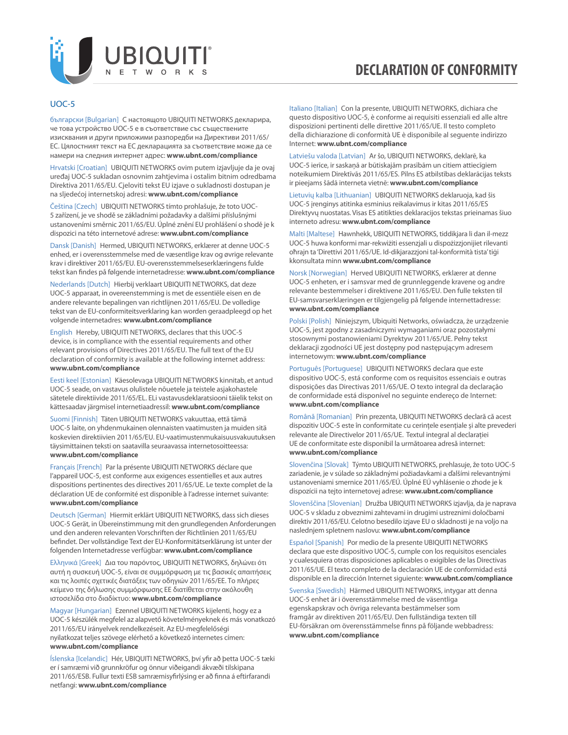UBIQUITI NETWORKS

# DECLARATION OF CONFORMITY

## UOC-5

български [Bulgarian] С настоящото UBIQUITI NETWORKS декларира, че това устройство UOC-5 е в съответствие със съществените изисквания и други приложими разпоредби на Директиви 2011/65/ЕС. Цялостният текст на ЕС декларацията за съответствие може да се намери на следния интернет адрес: **www.ubnt.com/compliance**

Hrvatski [Croatian] UBIQUITI NETWORKS ovim putem izjavljuje da je ovaj uređaj UOC-5 sukladan osnovnim zahtjevima i ostalim bitnim odredbama Direktiva 2011/65/EU. Cjeloviti tekst EU izjave o sukladnosti dostupan je na sljedećoj internetskoj adresi: **www.ubnt.com/compliance**

Čeština [Czech] UBIQUITI NETWORKS tímto prohlašuje, že toto UOC-5 zařízení, je ve shodě se základními požadavky a dalšími příslušnými ustanoveními směrnic 2011/65/EU. Úplné znění EU prohlášení o shodě je k dispozici na této internetové adrese: **www.ubnt.com/compliance**

Dansk [Danish] Hermed, UBIQUITI NETWORKS, erklærer at denne UOC-5 enhed, er i overensstemmelse med de væsentlige krav og øvrige relevante krav i direktiver 2011/65/EU. EU-overensstemmelseserklæringens fulde tekst kan findes på følgende internetadresse: **www.ubnt.com/compliance**

Nederlands [Dutch] Hierbij verklaart UBIQUITI NETWORKS, dat deze UOC-5 apparaat, in overeenstemming is met de essentiële eisen en de andere relevante bepalingen van richtlijnen 2011/65/EU. De volledige tekst van de EU-conformiteitsverklaring kan worden geraadpleegd op het volgende internetadres: **www.ubnt.com/compliance**

English Hereby, UBIQUITI NETWORKS, declares that this UOC-5 device, is in compliance with the essential requirements and other relevant provisions of Directives 2011/65/EU. The full text of the EU declaration of conformity is available at the following internet address: **www.ubnt.com/compliance**

Eesti keel [Estonian] Käesolevaga UBIQUITI NETWORKS kinnitab, et antud UOC-5 seade, on vastavus olulistele nõuetele ja teistele asjakohastele sätetele direktiivide 2011/65/EL. ELi vastavusdeklaratsiooni täielik tekst on kättesaadav järgmisel internetiaadressil: **www.ubnt.com/compliance**

Suomi [Finnish] Täten UBIQUITI NETWORKS vakuuttaa, että tämä UOC-5 laite, on yhdenmukainen olennaisten vaatimusten ja muiden sitä koskevien direktiivien 2011/65/EU. EU-vaatimustenmukaisuusvakuutuksen täysimittainen teksti on saatavilla seuraavassa internetosoitteessa: **www.ubnt.com/compliance**

Français [French] Par la présente UBIQUITI NETWORKS déclare que l'appareil UOC-5, est conforme aux exigences essentielles et aux autres dispositions pertinentes des directives 2011/65/UE. Le texte complet de la déclaration UE de conformité est disponible à l'adresse internet suivante: **www.ubnt.com/compliance**

Deutsch [German] Hiermit erklärt UBIQUITI NETWORKS, dass sich dieses UOC-5 Gerät, in Übereinstimmung mit den grundlegenden Anforderungen und den anderen relevanten Vorschriften der Richtlinien 2011/65/EU befindet. Der vollständige Text der EU-Konformitätserklärung ist unter der folgenden Internetadresse verfügbar: **www.ubnt.com/compliance**

Ελληνικά [Greek] Δια του παρόντος, UBIQUITI NETWORKS, δηλώνει ότι αυτή η συσκευή UOC-5, είναι σε συμμόρφωση με τις βασικές απαιτήσεις και τις λοιπές σχετικές διατάξεις των οδηγιών 2011/65/ΕΕ. Το πλήρες κείμενο της δήλωσης συμμόρφωσης ΕΕ διατίθεται στην ακόλουθη ιστοσελίδα στο διαδίκτυο: **www.ubnt.com/compliance**

Magyar [Hungarian] Ezennel UBIQUITI NETWORKS kijelenti, hogy ez a UOC-5 készülék megfelel az alapvető követelményeknek és más vonatkozó 2011/65/EU irányelvek rendelkezéseit. Az EU-megfelelőségi nyilatkozat teljes szövege elérhető a következő internetes címen: **www.ubnt.com/compliance**

Íslenska [Icelandic] Hér, UBIQUITI NETWORKS, því yfir að þetta UOC-5 tæki er í samræmi við grunnkröfur og önnur viðeigandi ákvæði tilskipana 2011/65/ESB. Fullur texti ESB samræmisyfirlýsing er að finna á eftirfarandi netfangi: **www.ubnt.com/compliance**

Italiano [Italian] Con la presente, UBIQUITI NETWORKS, dichiara che questo dispositivo UOC-5, è conforme ai requisiti essenziali ed alle altre disposizioni pertinenti delle direttive 2011/65/UE. Il testo completo della dichiarazione di conformità UE è disponibile al seguente indirizzo Internet: **www.ubnt.com/compliance**

Latviešu valoda [Latvian] Ar šo, UBIQUITI NETWORKS, deklarē, ka UOC-5 ierīce, ir saskaņā ar būtiskajām prasībām un citiem attiecīgiem noteikumiem Direktīvās 2011/65/ES. Pilns ES atbilstības deklarācijas teksts ir pieejams šādā interneta vietnē: **www.ubnt.com/compliance**

Lietuvių kalba [Lithuanian] UBIQUITI NETWORKS deklaruoja, kad šis UOC-5 įrenginys atitinka esminius reikalavimus ir kitas 2011/65/ES Direktyvų nuostatas. Visas ES atitikties deklaracijos tekstas prieinamas šiuo interneto adresu: **www.ubnt.com/compliance**

Malti [Maltese] Hawnhekk, UBIQUITI NETWORKS, tiddikjara li dan il-mezz UOC-5 huwa konformi mar-rekwiżiti essenzjali u dispożizzjonijiet rilevanti oħrajn ta 'Direttivi 2011/65/UE. Id-dikjarazzjoni tal-konformità tista' tiġi kkonsultata minn **www.ubnt.com/compliance**

Norsk [Norwegian] Herved UBIQUITI NETWORKS, erklærer at denne UOC-5 enheten, er i samsvar med de grunnleggende kravene og andre relevante bestemmelser i direktivene 2011/65/EU. Den fulle teksten til EU-samsvarserklæringen er tilgjengelig på følgende internettadresse: **www.ubnt.com/compliance**

Polski [Polish] Niniejszym, Ubiquiti Networks, oświadcza, że urządzenie UOC-5, jest zgodny z zasadniczymi wymaganiami oraz pozostałymi stosownymi postanowieniami Dyrektyw 2011/65/UE. Pełny tekst deklaracji zgodności UE jest dostępny pod następującym adresem internetowym: **www.ubnt.com/compliance**

Português [Portuguese] UBIQUITI NETWORKS declara que este dispositivo UOC-5, está conforme com os requisitos essenciais e outras disposições das Directivas 2011/65/UE. O texto integral da declaração de conformidade está disponível no seguinte endereço de Internet: **www.ubnt.com/compliance**

Română [Romanian] Prin prezenta, UBIQUITI NETWORKS declară că acest dispozitiv UOC-5 este în conformitate cu cerințele esențiale și alte prevederi relevante ale Directivelor 2011/65/UE. Textul integral al declarației UE de conformitate este disponibil la următoarea adresă internet: **www.ubnt.com/compliance**

Slovenčina [Slovak] Týmto UBIQUITI NETWORKS, prehlasuje, že toto UOC-5 zariadenie, je v súlade so základnými požiadavkami a ďalšími relevantnými ustanoveniami smernice 2011/65/EÚ. Úplné EÚ vyhlásenie o zhode je k dispozícii na tejto internetovej adrese: **www.ubnt.com/compliance**

Slovenščina [Slovenian] Družba UBIQUITI NETWORKS izjavlja, da je naprava UOC-5 v skladu z obveznimi zahtevami in drugimi ustreznimi določbami direktiv 2011/65/EU. Celotno besedilo izjave EU o skladnosti je na voljo na naslednjem spletnem naslovu: **www.ubnt.com/compliance**

Español [Spanish] Por medio de la presente UBIQUITI NETWORKS declara que este dispositivo UOC-5, cumple con los requisitos esenciales y cualesquiera otras disposiciones aplicables o exigibles de las Directivas 2011/65/UE. El texto completo de la declaración UE de conformidad está disponible en la dirección Internet siguiente: **www.ubnt.com/compliance**

Svenska [Swedish] Härmed UBIQUITI NETWORKS, intygar att denna UOC-5 enhet är i överensstämmelse med de väsentliga egenskapskrav och övriga relevanta bestämmelser som framgår av direktiven 2011/65/EU. Den fullständiga texten till EU-försäkran om överensstämmelse finns på följande webbadress: **www.ubnt.com/compliance**